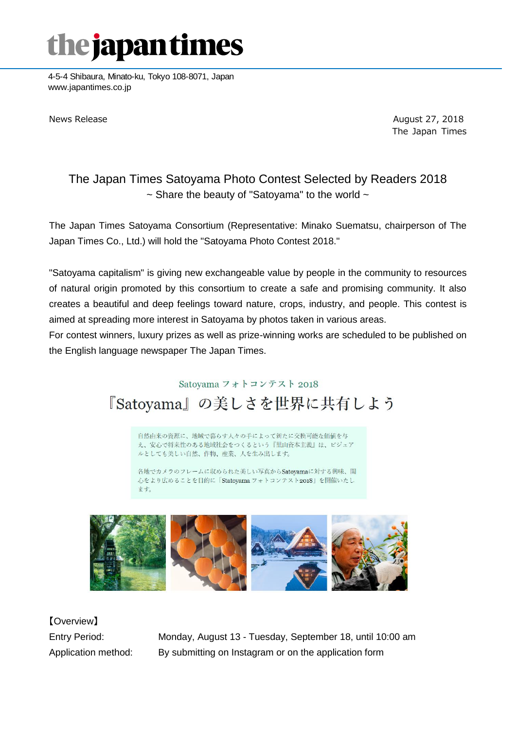# the japan times

4-5-4 Shibaura, Minato-ku, Tokyo 108-8071, Japan
www.japantimes.co.jp

News Release

August 27, 2018
The Japan Times

## The Japan Times Satoyama Photo Contest Selected by Readers 2018

~ Share the beauty of "Satoyama" to the world ~

The Japan Times Satoyama Consortium (Representative: Minako Suematsu, chairperson of The Japan Times Co., Ltd.) will hold the "Satoyama Photo Contest 2018."

"Satoyama capitalism" is giving new exchangeable value by people in the community to resources of natural origin promoted by this consortium to create a safe and promising community. It also creates a beautiful and deep feelings toward nature, crops, industry, and people. This contest is aimed at spreading more interest in Satoyama by photos taken in various areas.

For contest winners, luxury prizes as well as prize-winning works are scheduled to be published on the English language newspaper The Japan Times.

Satoyama フォトコンテスト 2018

『Satoyama』の美しさを世界に共有しよう

自然由来の資源に、地域で暮らす人々の手によって新たに交換可能な価値を与え、安心で将来性のある地域社会をつくるという『里山資本主義』は、ビジュアルとしても美しい自然、作物、産業、人を生み出します。

各地でカメラのフレームに収められた美しい写真からSatoyamaに対する興味、関心をより広めることを目的に「Satoyama フォトコンテスト2018」を開催いたします。

【Overview】

| | |
|---|---|
| Entry Period: | Monday, August 13 - Tuesday, September 18, until 10:00 am |
| Application method: | By submitting on Instagram or on the application form |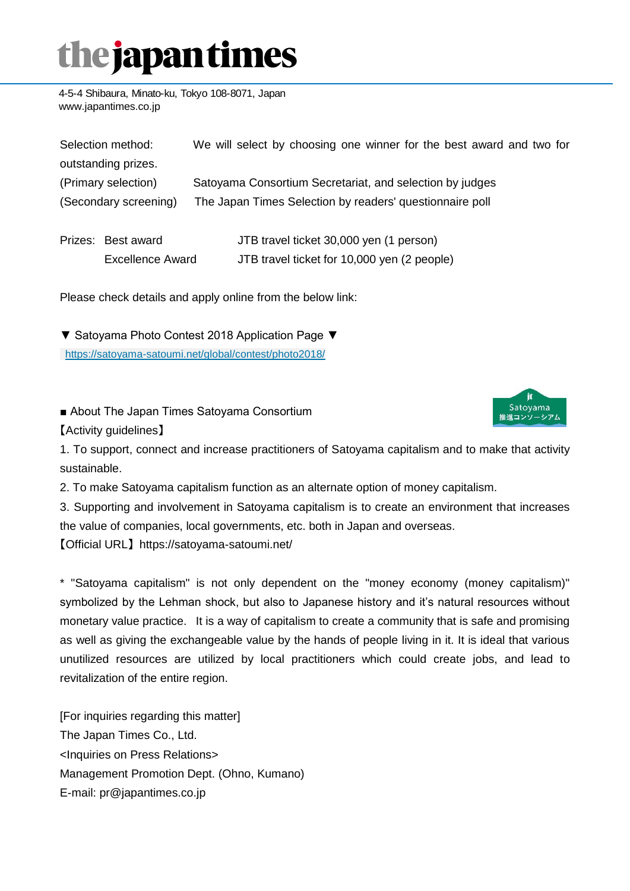# the japan times

4-5-4 Shibaura, Minato-ku, Tokyo 108-8071, Japan
www.japantimes.co.jp

Selection method: We will select by choosing one winner for the best award and two for outstanding prizes.

(Primary selection) Satoyama Consortium Secretariat, and selection by judges

(Secondary screening) The Japan Times Selection by readers' questionnaire poll

Prizes: Best award JTB travel ticket 30,000 yen (1 person)

Excellence Award JTB travel ticket for 10,000 yen (2 people)

Please check details and apply online from the below link:

▼ Satoyama Photo Contest 2018 Application Page ▼
https://satoyama-satoumi.net/global/contest/photo2018/

■ About The Japan Times Satoyama Consortium

【Activity guidelines】

1. To support, connect and increase practitioners of Satoyama capitalism and to make that activity sustainable.
2. To make Satoyama capitalism function as an alternate option of money capitalism.
3. Supporting and involvement in Satoyama capitalism is to create an environment that increases the value of companies, local governments, etc. both in Japan and overseas.

【Official URL】https://satoyama-satoumi.net/

* "Satoyama capitalism" is not only dependent on the "money economy (money capitalism)" symbolized by the Lehman shock, but also to Japanese history and it's natural resources without monetary value practice. It is a way of capitalism to create a community that is safe and promising as well as giving the exchangeable value by the hands of people living in it. It is ideal that various unutilized resources are utilized by local practitioners which could create jobs, and lead to revitalization of the entire region.

[For inquiries regarding this matter]
The Japan Times Co., Ltd.
<Inquiries on Press Relations>
Management Promotion Dept. (Ohno, Kumano)
E-mail: pr@japantimes.co.jp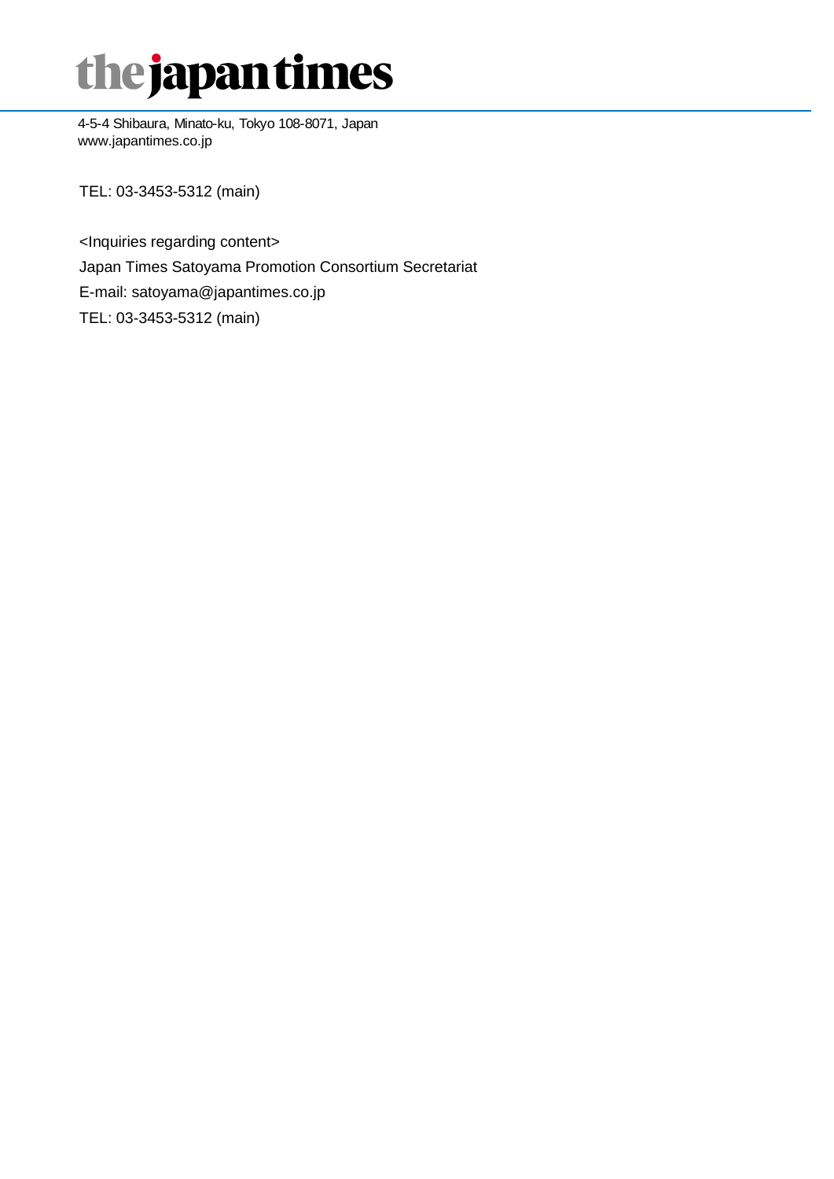the japan times

4-5-4 Shibaura, Minato-ku, Tokyo 108-8071, Japan
www.japantimes.co.jp

TEL: 03-3453-5312 (main)

<Inquiries regarding content>

Japan Times Satoyama Promotion Consortium Secretariat

E-mail: satoyama@japantimes.co.jp

TEL: 03-3453-5312 (main)